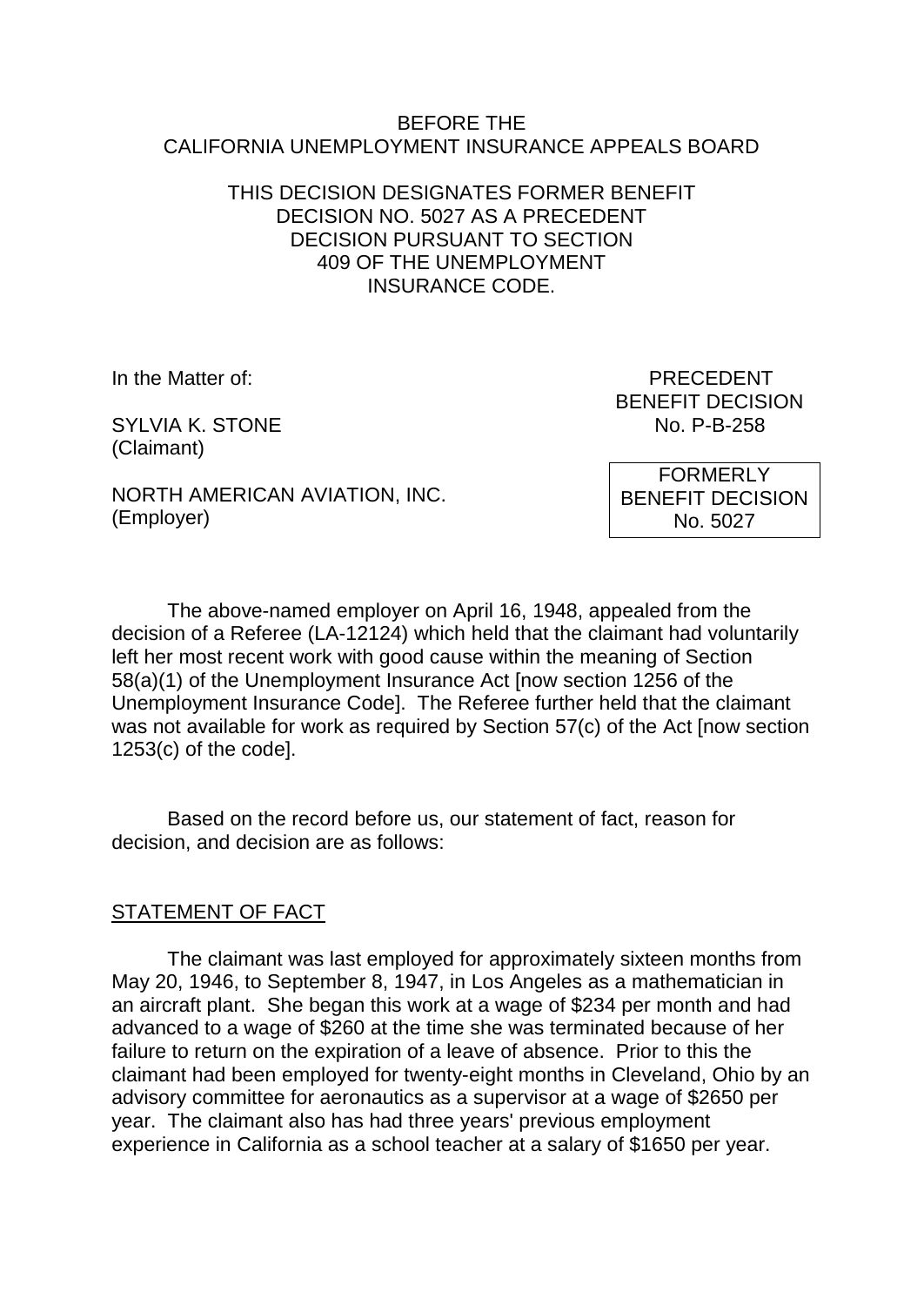BEFORE THE
CALIFORNIA UNEMPLOYMENT INSURANCE APPEALS BOARD

THIS DECISION DESIGNATES FORMER BENEFIT DECISION NO. 5027 AS A PRECEDENT DECISION PURSUANT TO SECTION 409 OF THE UNEMPLOYMENT INSURANCE CODE.

In the Matter of:

SYLVIA K. STONE
(Claimant)

NORTH AMERICAN AVIATION, INC.
(Employer)

PRECEDENT
BENEFIT DECISION
No. P-B-258

FORMERLY
BENEFIT DECISION
No. 5027

The above-named employer on April 16, 1948, appealed from the decision of a Referee (LA-12124) which held that the claimant had voluntarily left her most recent work with good cause within the meaning of Section 58(a)(1) of the Unemployment Insurance Act [now section 1256 of the Unemployment Insurance Code]. The Referee further held that the claimant was not available for work as required by Section 57(c) of the Act [now section 1253(c) of the code].

Based on the record before us, our statement of fact, reason for decision, and decision are as follows:

## STATEMENT OF FACT

The claimant was last employed for approximately sixteen months from May 20, 1946, to September 8, 1947, in Los Angeles as a mathematician in an aircraft plant. She began this work at a wage of $234 per month and had advanced to a wage of $260 at the time she was terminated because of her failure to return on the expiration of a leave of absence. Prior to this the claimant had been employed for twenty-eight months in Cleveland, Ohio by an advisory committee for aeronautics as a supervisor at a wage of $2650 per year. The claimant also has had three years' previous employment experience in California as a school teacher at a salary of $1650 per year.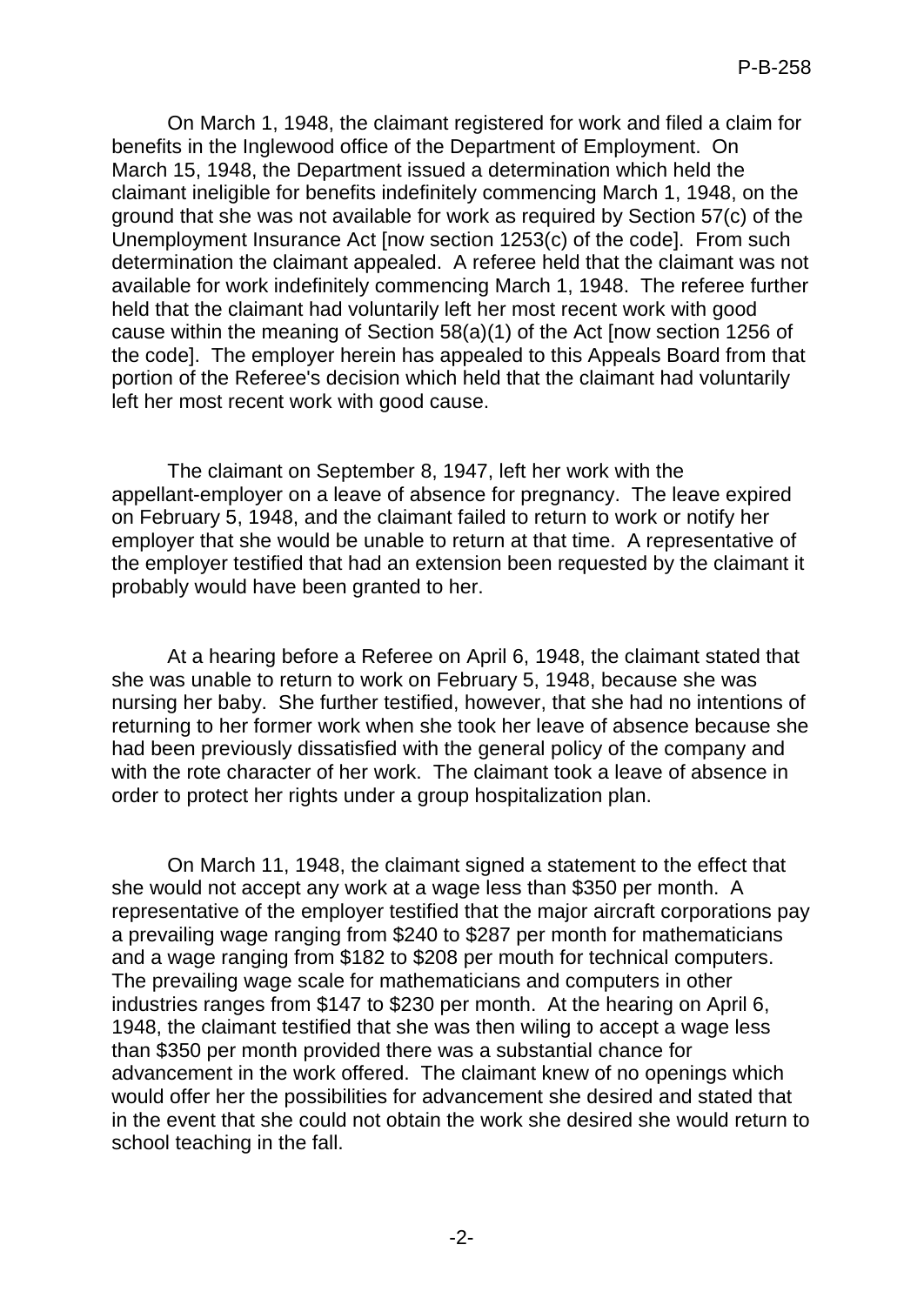On March 1, 1948, the claimant registered for work and filed a claim for benefits in the Inglewood office of the Department of Employment. On March 15, 1948, the Department issued a determination which held the claimant ineligible for benefits indefinitely commencing March 1, 1948, on the ground that she was not available for work as required by Section 57(c) of the Unemployment Insurance Act [now section 1253(c) of the code]. From such determination the claimant appealed. A referee held that the claimant was not available for work indefinitely commencing March 1, 1948. The referee further held that the claimant had voluntarily left her most recent work with good cause within the meaning of Section 58(a)(1) of the Act [now section 1256 of the code]. The employer herein has appealed to this Appeals Board from that portion of the Referee's decision which held that the claimant had voluntarily left her most recent work with good cause.

The claimant on September 8, 1947, left her work with the appellant-employer on a leave of absence for pregnancy. The leave expired on February 5, 1948, and the claimant failed to return to work or notify her employer that she would be unable to return at that time. A representative of the employer testified that had an extension been requested by the claimant it probably would have been granted to her.

At a hearing before a Referee on April 6, 1948, the claimant stated that she was unable to return to work on February 5, 1948, because she was nursing her baby. She further testified, however, that she had no intentions of returning to her former work when she took her leave of absence because she had been previously dissatisfied with the general policy of the company and with the rote character of her work. The claimant took a leave of absence in order to protect her rights under a group hospitalization plan.

On March 11, 1948, the claimant signed a statement to the effect that she would not accept any work at a wage less than $350 per month. A representative of the employer testified that the major aircraft corporations pay a prevailing wage ranging from $240 to $287 per month for mathematicians and a wage ranging from $182 to $208 per mouth for technical computers. The prevailing wage scale for mathematicians and computers in other industries ranges from $147 to $230 per month. At the hearing on April 6, 1948, the claimant testified that she was then wiling to accept a wage less than $350 per month provided there was a substantial chance for advancement in the work offered. The claimant knew of no openings which would offer her the possibilities for advancement she desired and stated that in the event that she could not obtain the work she desired she would return to school teaching in the fall.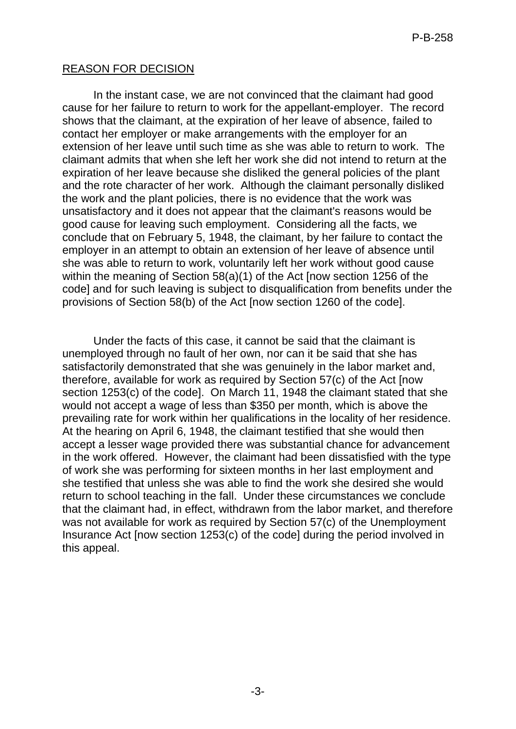## REASON FOR DECISION

In the instant case, we are not convinced that the claimant had good cause for her failure to return to work for the appellant-employer. The record shows that the claimant, at the expiration of her leave of absence, failed to contact her employer or make arrangements with the employer for an extension of her leave until such time as she was able to return to work. The claimant admits that when she left her work she did not intend to return at the expiration of her leave because she disliked the general policies of the plant and the rote character of her work. Although the claimant personally disliked the work and the plant policies, there is no evidence that the work was unsatisfactory and it does not appear that the claimant's reasons would be good cause for leaving such employment. Considering all the facts, we conclude that on February 5, 1948, the claimant, by her failure to contact the employer in an attempt to obtain an extension of her leave of absence until she was able to return to work, voluntarily left her work without good cause within the meaning of Section 58(a)(1) of the Act [now section 1256 of the code] and for such leaving is subject to disqualification from benefits under the provisions of Section 58(b) of the Act [now section 1260 of the code].

Under the facts of this case, it cannot be said that the claimant is unemployed through no fault of her own, nor can it be said that she has satisfactorily demonstrated that she was genuinely in the labor market and, therefore, available for work as required by Section 57(c) of the Act [now section 1253(c) of the code]. On March 11, 1948 the claimant stated that she would not accept a wage of less than $350 per month, which is above the prevailing rate for work within her qualifications in the locality of her residence. At the hearing on April 6, 1948, the claimant testified that she would then accept a lesser wage provided there was substantial chance for advancement in the work offered. However, the claimant had been dissatisfied with the type of work she was performing for sixteen months in her last employment and she testified that unless she was able to find the work she desired she would return to school teaching in the fall. Under these circumstances we conclude that the claimant had, in effect, withdrawn from the labor market, and therefore was not available for work as required by Section 57(c) of the Unemployment Insurance Act [now section 1253(c) of the code] during the period involved in this appeal.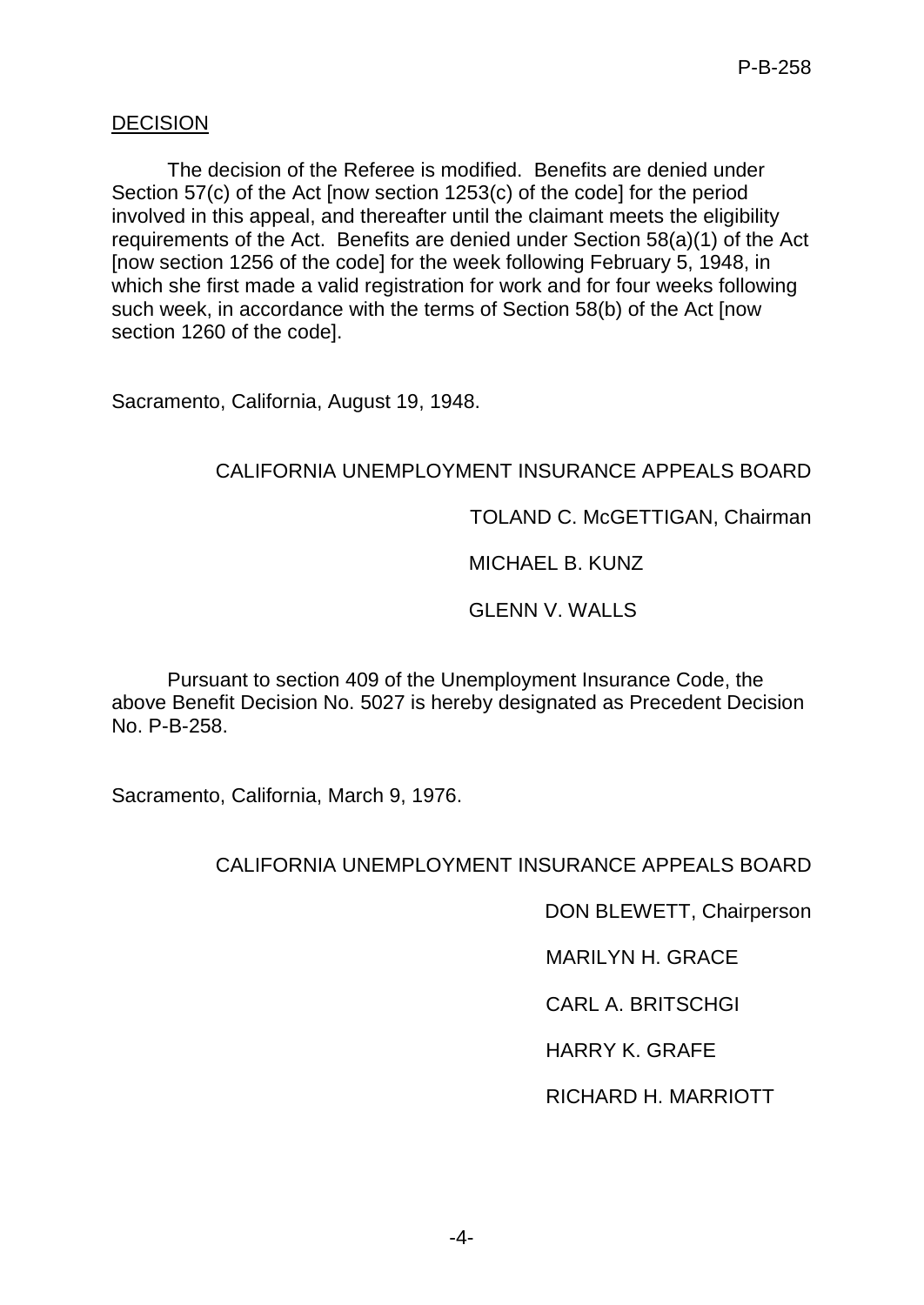## DECISION

The decision of the Referee is modified. Benefits are denied under Section 57(c) of the Act [now section 1253(c) of the code] for the period involved in this appeal, and thereafter until the claimant meets the eligibility requirements of the Act. Benefits are denied under Section 58(a)(1) of the Act [now section 1256 of the code] for the week following February 5, 1948, in which she first made a valid registration for work and for four weeks following such week, in accordance with the terms of Section 58(b) of the Act [now section 1260 of the code].

Sacramento, California, August 19, 1948.

CALIFORNIA UNEMPLOYMENT INSURANCE APPEALS BOARD

TOLAND C. McGETTIGAN, Chairman

MICHAEL B. KUNZ

GLENN V. WALLS

Pursuant to section 409 of the Unemployment Insurance Code, the above Benefit Decision No. 5027 is hereby designated as Precedent Decision No. P-B-258.

Sacramento, California, March 9, 1976.

CALIFORNIA UNEMPLOYMENT INSURANCE APPEALS BOARD

DON BLEWETT, Chairperson

MARILYN H. GRACE

CARL A. BRITSCHGI

HARRY K. GRAFE

RICHARD H. MARRIOTT